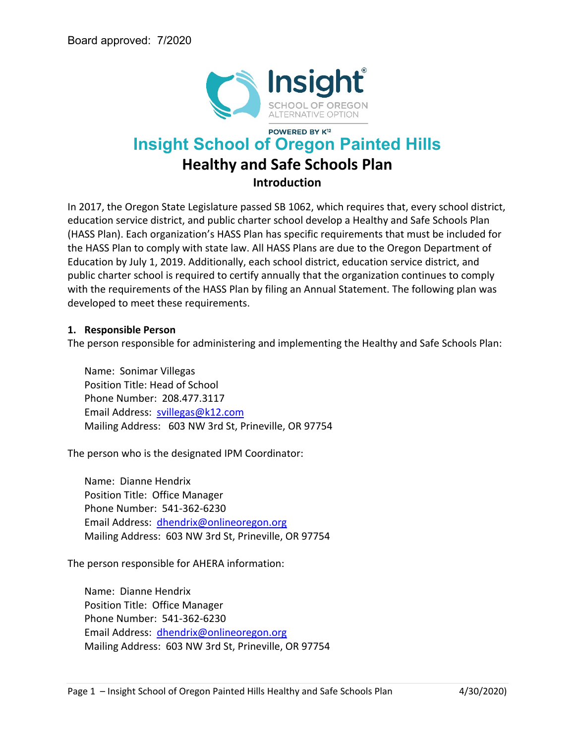Board approved: 7/2020

# Insight School of Oregon Painted Hills

## Healthy and Safe Schools Plan

### Introduction

In 2017, the Oregon State Legislature passed SB 1062, which requires that, every school district, education service district, and public charter school develop a Healthy and Safe Schools Plan (HASS Plan). Each organization's HASS Plan has specific requirements that must be included for the HASS Plan to comply with state law. All HASS Plans are due to the Oregon Department of Education by July 1, 2019. Additionally, each school district, education service district, and public charter school is required to certify annually that the organization continues to comply with the requirements of the HASS Plan by filing an Annual Statement. The following plan was developed to meet these requirements.

**1. Responsible Person**

The person responsible for administering and implementing the Healthy and Safe Schools Plan:

Name: Sonimar Villegas
Position Title: Head of School
Phone Number: 208.477.3117
Email Address: svillegas@k12.com
Mailing Address: 603 NW 3rd St, Prineville, OR 97754

The person who is the designated IPM Coordinator:

Name: Dianne Hendrix
Position Title: Office Manager
Phone Number: 541-362-6230
Email Address: dhendrix@onlineoregon.org
Mailing Address: 603 NW 3rd St, Prineville, OR 97754

The person responsible for AHERA information:

Name: Dianne Hendrix
Position Title: Office Manager
Phone Number: 541-362-6230
Email Address: dhendrix@onlineoregon.org
Mailing Address: 603 NW 3rd St, Prineville, OR 97754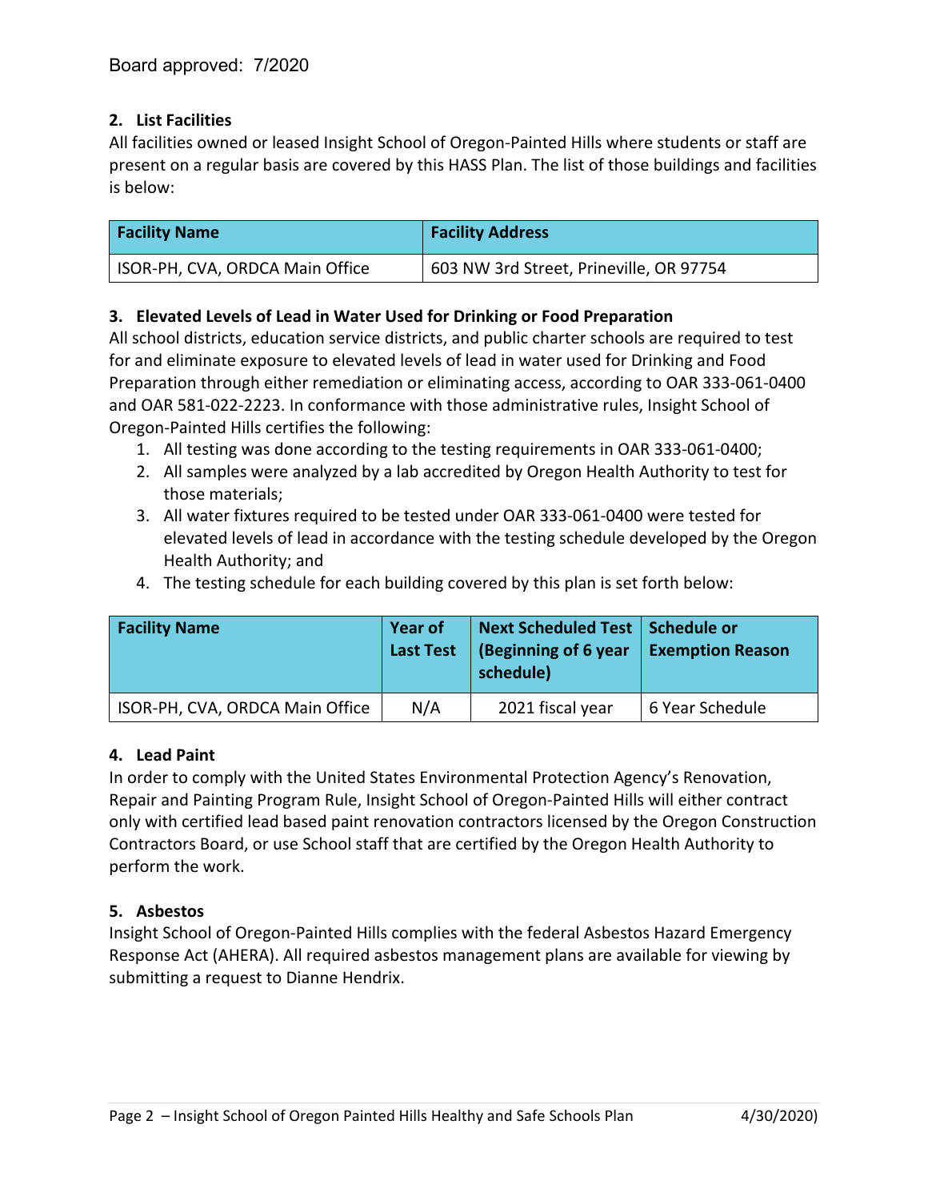Board approved: 7/2020

**2. List Facilities**

All facilities owned or leased Insight School of Oregon-Painted Hills where students or staff are present on a regular basis are covered by this HASS Plan. The list of those buildings and facilities is below:

| Facility Name | Facility Address |
|---|---|
| ISOR-PH, CVA, ORDCA Main Office | 603 NW 3rd Street, Prineville, OR 97754 |

**3. Elevated Levels of Lead in Water Used for Drinking or Food Preparation**

All school districts, education service districts, and public charter schools are required to test for and eliminate exposure to elevated levels of lead in water used for Drinking and Food Preparation through either remediation or eliminating access, according to OAR 333-061-0400 and OAR 581-022-2223. In conformance with those administrative rules, Insight School of Oregon-Painted Hills certifies the following:

1. All testing was done according to the testing requirements in OAR 333-061-0400;
2. All samples were analyzed by a lab accredited by Oregon Health Authority to test for those materials;
3. All water fixtures required to be tested under OAR 333-061-0400 were tested for elevated levels of lead in accordance with the testing schedule developed by the Oregon Health Authority; and
4. The testing schedule for each building covered by this plan is set forth below:

| Facility Name | Year of Last Test | Next Scheduled Test (Beginning of 6 year schedule) | Schedule or Exemption Reason |
|---|---|---|---|
| ISOR-PH, CVA, ORDCA Main Office | N/A | 2021 fiscal year | 6 Year Schedule |

**4. Lead Paint**

In order to comply with the United States Environmental Protection Agency's Renovation, Repair and Painting Program Rule, Insight School of Oregon-Painted Hills will either contract only with certified lead based paint renovation contractors licensed by the Oregon Construction Contractors Board, or use School staff that are certified by the Oregon Health Authority to perform the work.

**5. Asbestos**

Insight School of Oregon-Painted Hills complies with the federal Asbestos Hazard Emergency Response Act (AHERA). All required asbestos management plans are available for viewing by submitting a request to Dianne Hendrix.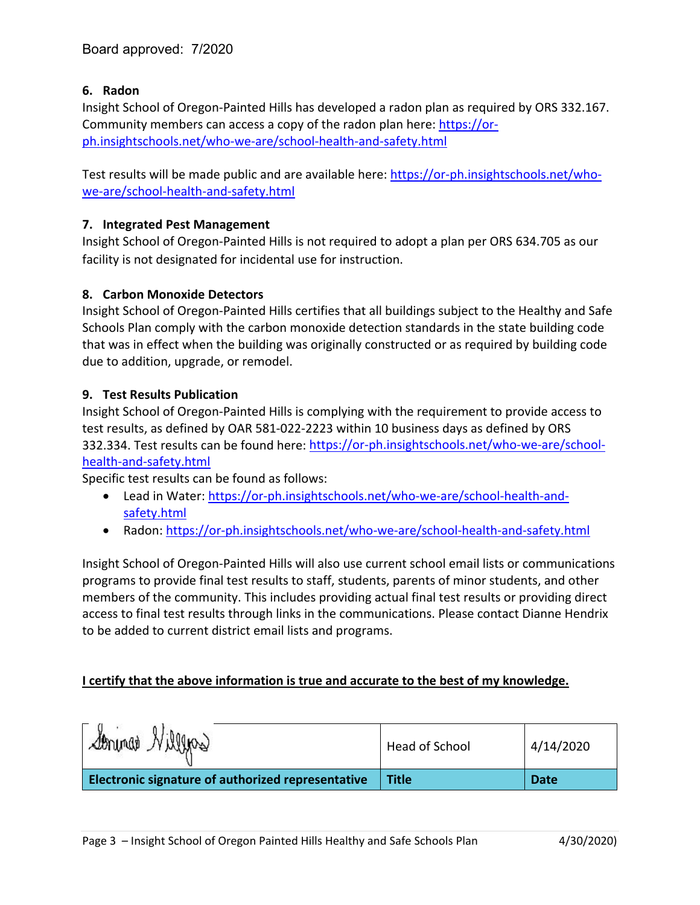Board approved: 7/2020

### 6. Radon

Insight School of Oregon-Painted Hills has developed a radon plan as required by ORS 332.167. Community members can access a copy of the radon plan here: https://or-ph.insightschools.net/who-we-are/school-health-and-safety.html

Test results will be made public and are available here: https://or-ph.insightschools.net/who-we-are/school-health-and-safety.html

### 7. Integrated Pest Management

Insight School of Oregon-Painted Hills is not required to adopt a plan per ORS 634.705 as our facility is not designated for incidental use for instruction.

### 8. Carbon Monoxide Detectors

Insight School of Oregon-Painted Hills certifies that all buildings subject to the Healthy and Safe Schools Plan comply with the carbon monoxide detection standards in the state building code that was in effect when the building was originally constructed or as required by building code due to addition, upgrade, or remodel.

### 9. Test Results Publication

Insight School of Oregon-Painted Hills is complying with the requirement to provide access to test results, as defined by OAR 581-022-2223 within 10 business days as defined by ORS 332.334. Test results can be found here: https://or-ph.insightschools.net/who-we-are/school-health-and-safety.html

Specific test results can be found as follows:

- Lead in Water: https://or-ph.insightschools.net/who-we-are/school-health-and-safety.html
- Radon: https://or-ph.insightschools.net/who-we-are/school-health-and-safety.html

Insight School of Oregon-Painted Hills will also use current school email lists or communications programs to provide final test results to staff, students, parents of minor students, and other members of the community. This includes providing actual final test results or providing direct access to final test results through links in the communications. Please contact Dianne Hendrix to be added to current district email lists and programs.

**I certify that the above information is true and accurate to the best of my knowledge.**

| [signature] | Head of School | 4/14/2020 |
|---|---|---|
| **Electronic signature of authorized representative** | **Title** | **Date** |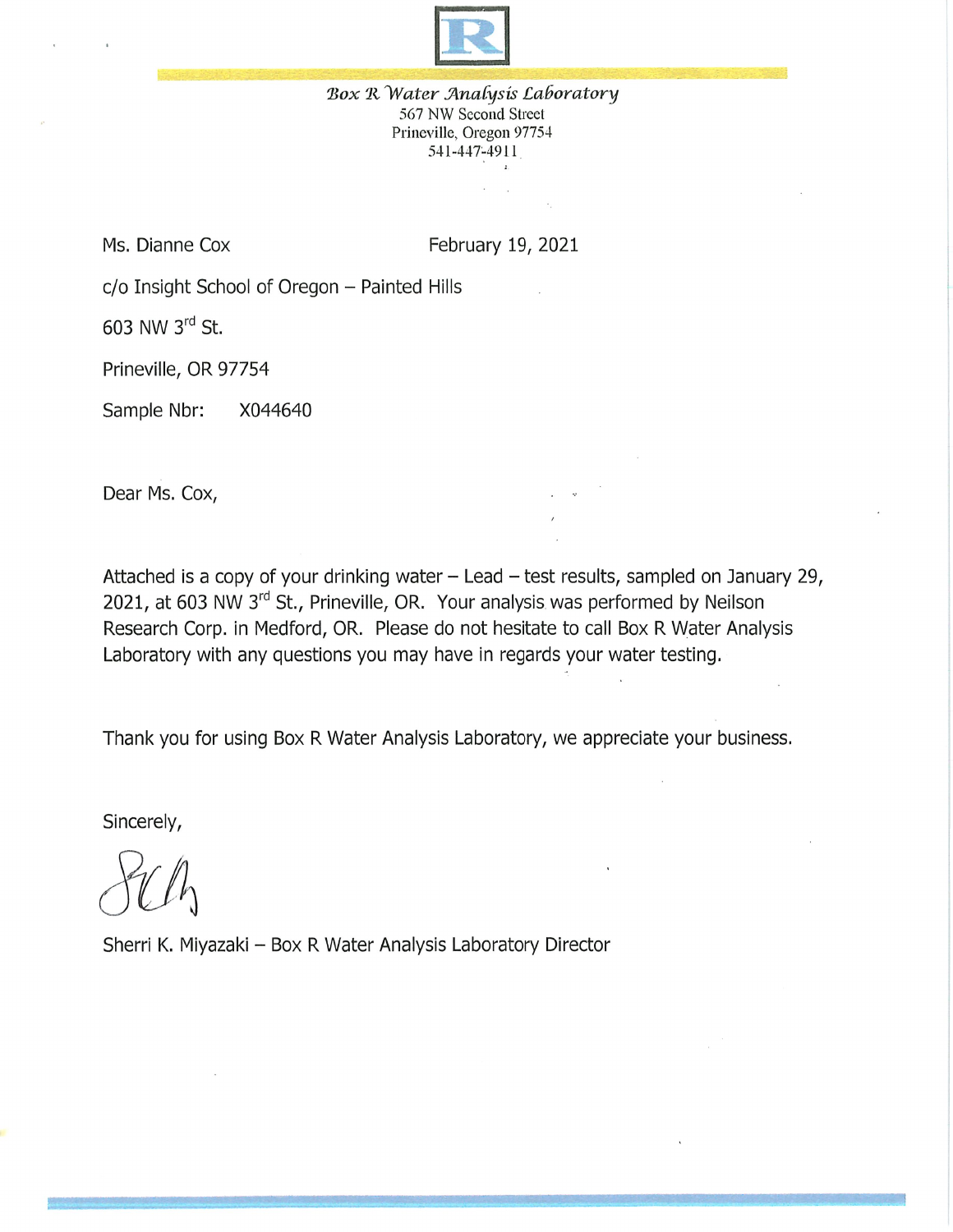R

*Box R Water Analysis Laboratory*
567 NW Second Street
Prineville, Oregon 97754
541-447-4911

Ms. Dianne Cox February 19, 2021

c/o Insight School of Oregon – Painted Hills

603 NW 3rd St.

Prineville, OR 97754

Sample Nbr: X044640

Dear Ms. Cox,

Attached is a copy of your drinking water – Lead – test results, sampled on January 29, 2021, at 603 NW 3rd St., Prineville, OR. Your analysis was performed by Neilson Research Corp. in Medford, OR. Please do not hesitate to call Box R Water Analysis Laboratory with any questions you may have in regards your water testing.

Thank you for using Box R Water Analysis Laboratory, we appreciate your business.

Sincerely,

Sherri K. Miyazaki – Box R Water Analysis Laboratory Director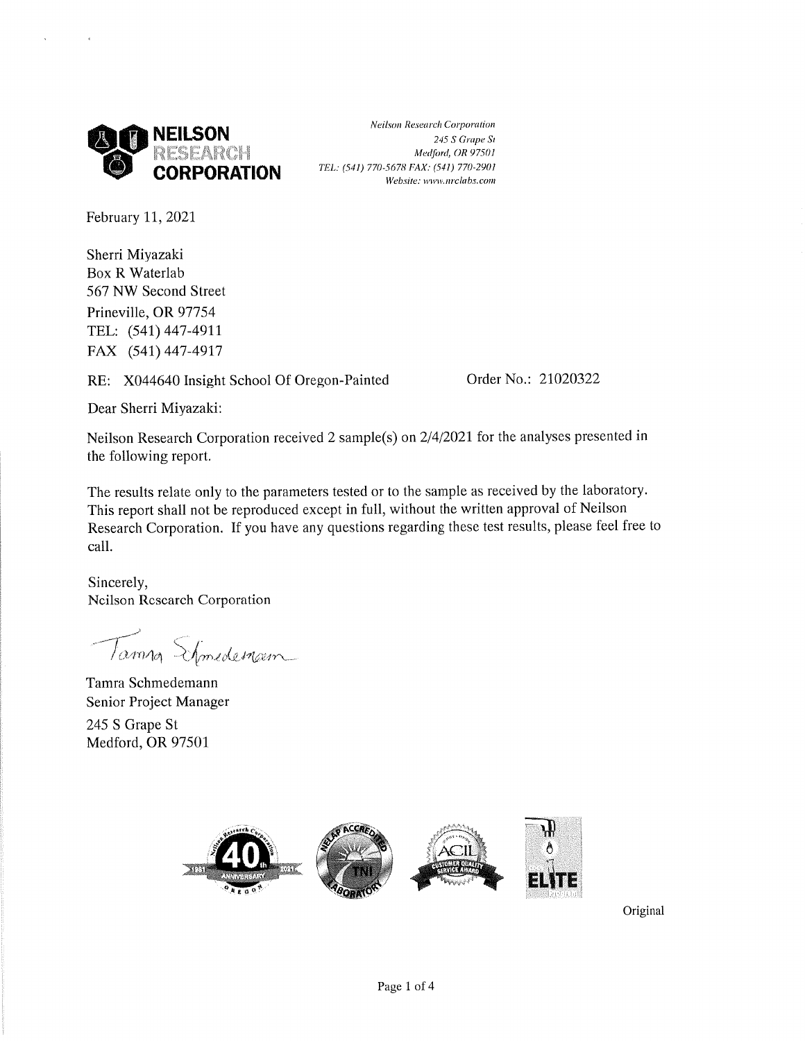**NEILSON RESEARCH CORPORATION**

*Neilson Research Corporation*
*245 S Grape St*
*Medford, OR 97501*
*TEL: (541) 770-5678 FAX: (541) 770-2901*
*Website: www.nrclabs.com*

February 11, 2021

Sherri Miyazaki
Box R Waterlab
567 NW Second Street
Prineville, OR 97754
TEL: (541) 447-4911
FAX (541) 447-4917

RE: X044640 Insight School Of Oregon-Painted Order No.: 21020322

Dear Sherri Miyazaki:

Neilson Research Corporation received 2 sample(s) on 2/4/2021 for the analyses presented in the following report.

The results relate only to the parameters tested or to the sample as received by the laboratory. This report shall not be reproduced except in full, without the written approval of Neilson Research Corporation. If you have any questions regarding these test results, please feel free to call.

Sincerely,
Neilson Research Corporation

Tamra Schmedemann
Senior Project Manager
245 S Grape St
Medford, OR 97501

Original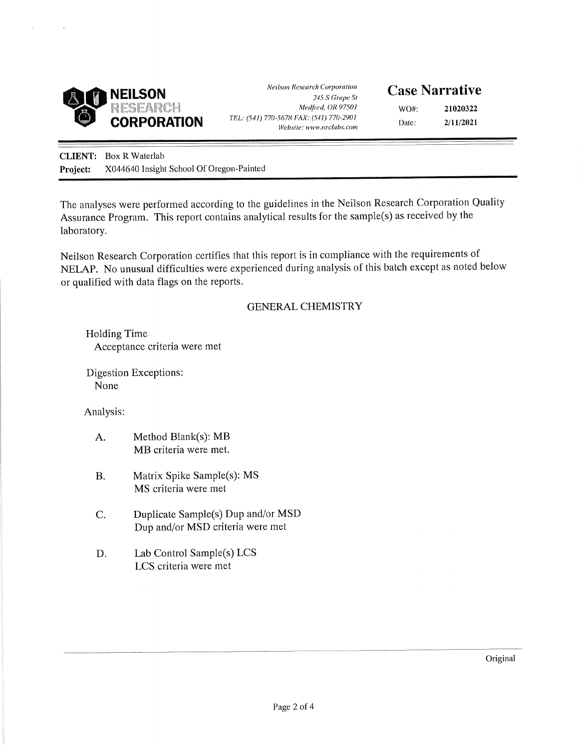**NEILSON RESEARCH CORPORATION**

*Neilson Research Corporation*
*245 S Grape St*
*Medford, OR 97501*
*TEL: (541) 770-5678 FAX: (541) 770-2901*
*Website: www.nrclabs.com*

# Case Narrative

WO#: **21020322**
Date: **2/11/2021**

**CLIENT:** Box R Waterlab
**Project:** X044640 Insight School Of Oregon-Painted

The analyses were performed according to the guidelines in the Neilson Research Corporation Quality Assurance Program. This report contains analytical results for the sample(s) as received by the laboratory.

Neilson Research Corporation certifies that this report is in compliance with the requirements of NELAP. No unusual difficulties were experienced during analysis of this batch except as noted below or qualified with data flags on the reports.

## GENERAL CHEMISTRY

Holding Time
Acceptance criteria were met

Digestion Exceptions:
None

Analysis:

A. Method Blank(s): MB
MB criteria were met.

B. Matrix Spike Sample(s): MS
MS criteria were met

C. Duplicate Sample(s) Dup and/or MSD
Dup and/or MSD criteria were met

D. Lab Control Sample(s) LCS
LCS criteria were met

Original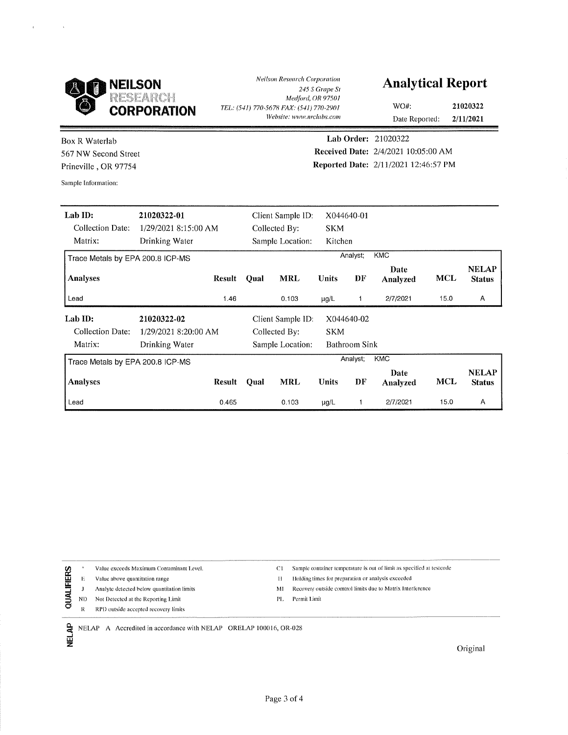**NEILSON RESEARCH CORPORATION**

*Neilson Research Corporation*
*245 S Grape St*
*Medford, OR 97501*
*TEL: (541) 770-5678 FAX: (541) 770-2901*
*Website: www.nrclabs.com*

# Analytical Report

WO#: **21020322**
Date Reported: **2/11/2021**

Box R Waterlab
567 NW Second Street
Prineville , OR 97754

**Lab Order:** 21020322
**Received Date:** 2/4/2021 10:05:00 AM
**Reported Date:** 2/11/2021 12:46:57 PM

Sample Information:

**Lab ID:** 21020322-01 &nbsp;&nbsp; Client Sample ID: X044640-01
Collection Date: 1/29/2021 8:15:00 AM &nbsp;&nbsp; Collected By: SKM
Matrix: Drinking Water &nbsp;&nbsp; Sample Location: Kitchen

Trace Metals by EPA 200.8 ICP-MS &nbsp;&nbsp; Analyst: KMC

| Analyses | Result | Qual | MRL | Units | DF | Date Analyzed | MCL | NELAP Status |
|---|---|---|---|---|---|---|---|---|
| Lead | 1.46 | | 0.103 | µg/L | 1 | 2/7/2021 | 15.0 | A |

**Lab ID:** 21020322-02 &nbsp;&nbsp; Client Sample ID: X044640-02
Collection Date: 1/29/2021 8:20:00 AM &nbsp;&nbsp; Collected By: SKM
Matrix: Drinking Water &nbsp;&nbsp; Sample Location: Bathroom Sink

Trace Metals by EPA 200.8 ICP-MS &nbsp;&nbsp; Analyst: KMC

| Analyses | Result | Qual | MRL | Units | DF | Date Analyzed | MCL | NELAP Status |
|---|---|---|---|---|---|---|---|---|
| Lead | 0.465 | | 0.103 | µg/L | 1 | 2/7/2021 | 15.0 | A |

**QUALIFIERS**

- \* Value exceeds Maximum Contaminant Level.
- E Value above quantitation range
- J Analyte detected below quantitation limits
- ND Not Detected at the Reporting Limit
- R RPD outside accepted recovery limits
- C1 Sample container temperature is out of limit as specified at testcode
- H Holding times for preparation or analysis exceeded
- MI Recovery outside comtrol limits due to Matrix Interference
- PL Permit Limit

**NELAP** NELAP A Accredited in accordance with NELAP ORELAP 100016, OR-028

Original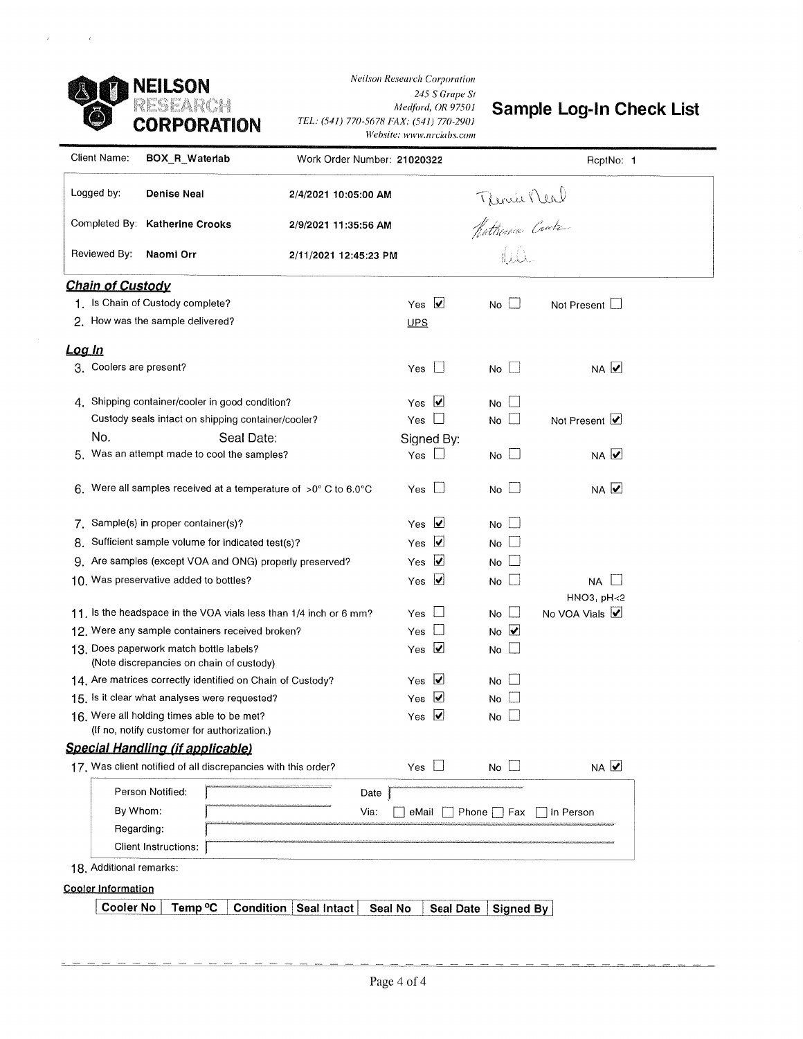**NEILSON RESEARCH CORPORATION**

*Neilson Research Corporation*
*245 S Grape St*
*Medford, OR 97501*
*TEL: (541) 770-5678 FAX: (541) 770-2901*
*Website: www.nrclabs.com*

# Sample Log-In Check List

| | | | |
|---|---|---|---|
| Client Name: | BOX_R_Waterlab | Work Order Number: 21020322 | RcptNo: 1 |

| | | | |
|---|---|---|---|
| Logged by: | Denise Neal | 2/4/2021 10:05:00 AM | Denise Neal |
| Completed By: | Katherine Crooks | 2/9/2021 11:35:56 AM | Katherine Crooks |
| Reviewed By: | Naomi Orr | 2/11/2021 12:45:23 PM | NO |

## Chain of Custody

1. Is Chain of Custody complete? — Yes ☑ No ☐ Not Present ☐
2. How was the sample delivered? — UPS

## Log In

3. Coolers are present? — Yes ☐ No ☐ NA ☑
4. Shipping container/cooler in good condition? — Yes ☑ No ☐
   Custody seals intact on shipping container/cooler? — Yes ☐ No ☐ Not Present ☑
   No. Seal Date: Signed By:
5. Was an attempt made to cool the samples? — Yes ☐ No ☐ NA ☑
6. Were all samples received at a temperature of >0° C to 6.0°C — Yes ☐ No ☐ NA ☑
7. Sample(s) in proper container(s)? — Yes ☑ No ☐
8. Sufficient sample volume for indicated test(s)? — Yes ☑ No ☐
9. Are samples (except VOA and ONG) properly preserved? — Yes ☑ No ☐
10. Was preservative added to bottles? — Yes ☑ No ☐ NA ☐ HNO3, pH<2
11. Is the headspace in the VOA vials less than 1/4 inch or 6 mm? — Yes ☐ No ☐ No VOA Vials ☑
12. Were any sample containers received broken? — Yes ☐ No ☑
13. Does paperwork match bottle labels? — Yes ☑ No ☐
    (Note discrepancies on chain of custody)
14. Are matrices correctly identified on Chain of Custody? — Yes ☑ No ☐
15. Is it clear what analyses were requested? — Yes ☑ No ☐
16. Were all holding times able to be met? — Yes ☑ No ☐
    (If no, notify customer for authorization.)

## Special Handling (if applicable)

17. Was client notified of all discrepancies with this order? — Yes ☐ No ☐ NA ☑

Person Notified: Date:
By Whom: Via: ☐ eMail ☐ Phone ☐ Fax ☐ In Person
Regarding:
Client Instructions:

18. Additional remarks:

**Cooler Information**

| Cooler No | Temp °C | Condition | Seal Intact | Seal No | Seal Date | Signed By |
|---|---|---|---|---|---|---|